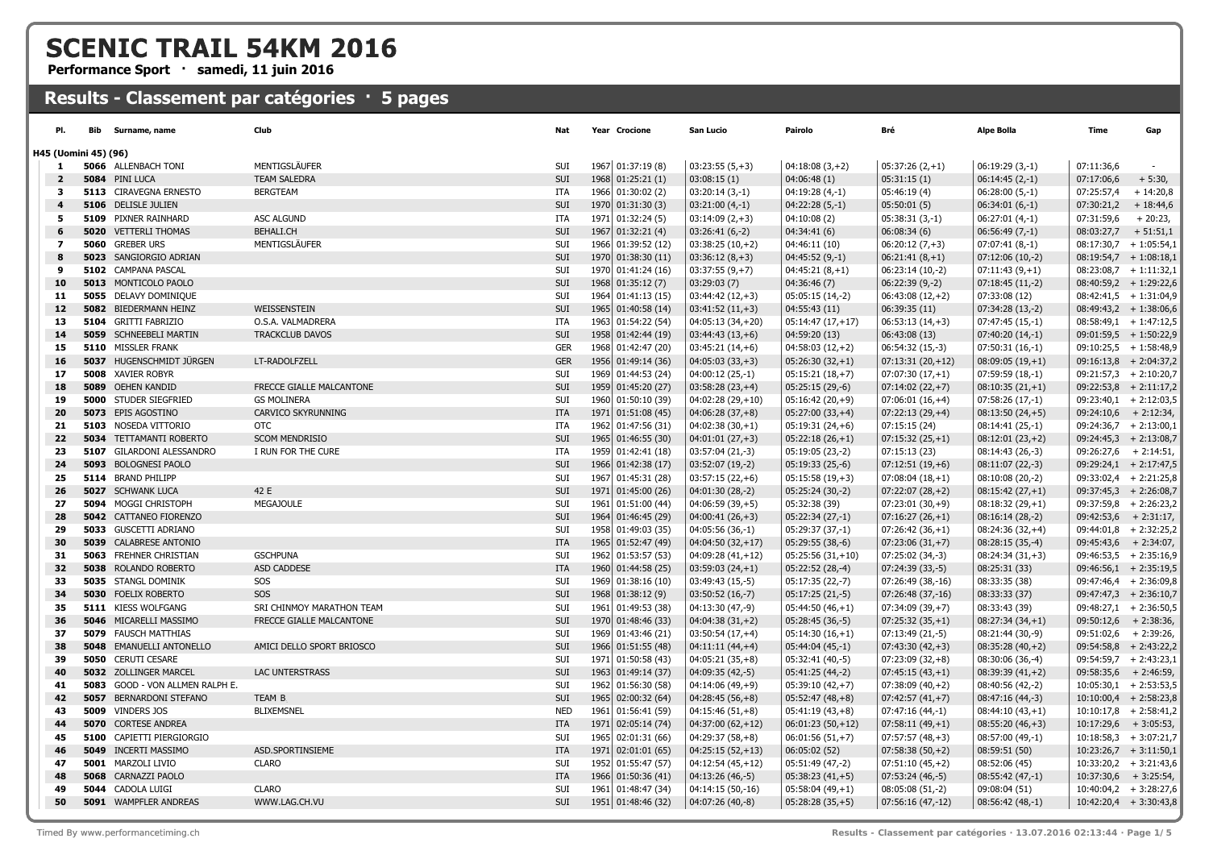# SCENIC TRAIL 54KM 2016

**Performance Sport · samedi, 11 juin 2016**

## Results - Classement par catégories · 5 pages

| Pl. | Bib | Surname, name | Club | Nat | Year | Crocione | San Lucio | Pairolo | Bré | Alpe Bolla | Time | Gap |
|---|---|---|---|---|---|---|---|---|---|---|---|---|
| **H45 (Uomini 45) (96)** | | | | | | | | | | | | |
| 1 | 5066 | ALLENBACH TONI | MENTIGSLÄUFER | SUI | 1967 | 01:37:19 (8) | 03:23:55 (5,+3) | 04:18:08 (3,+2) | 05:37:26 (2,+1) | 06:19:29 (3,-1) | 07:11:36,6 | - |
| 2 | 5084 | PINI LUCA | TEAM SALEDRA | SUI | 1968 | 01:25:21 (1) | 03:08:15 (1) | 04:06:48 (1) | 05:31:15 (1) | 06:14:45 (2,-1) | 07:17:06,6 | + 5:30, |
| 3 | 5113 | CIRAVEGNA ERNESTO | BERGTEAM | ITA | 1966 | 01:30:02 (2) | 03:20:14 (3,-1) | 04:19:28 (4,-1) | 05:46:19 (4) | 06:28:00 (5,-1) | 07:25:57,4 | + 14:20,8 |
| 4 | 5106 | DELISLE JULIEN | | SUI | 1970 | 01:31:30 (3) | 03:21:00 (4,-1) | 04:22:28 (5,-1) | 05:50:01 (5) | 06:34:01 (6,-1) | 07:30:21,2 | + 18:44,6 |
| 5 | 5109 | PIXNER RAINHARD | ASC ALGUND | ITA | 1971 | 01:32:24 (5) | 03:14:09 (2,+3) | 04:10:08 (2) | 05:38:31 (3,-1) | 06:27:01 (4,-1) | 07:31:59,6 | + 20:23, |
| 6 | 5020 | VETTERLI THOMAS | BEHALI.CH | SUI | 1967 | 01:32:21 (4) | 03:26:41 (6,-2) | 04:34:41 (6) | 06:08:34 (6) | 06:56:49 (7,-1) | 08:03:27,7 | + 51:51,1 |
| 7 | 5060 | GREBER URS | MENTIGSLÄUFER | SUI | 1966 | 01:39:52 (12) | 03:38:25 (10,+2) | 04:46:11 (10) | 06:20:12 (7,+3) | 07:07:41 (8,-1) | 08:17:30,7 | + 1:05:54,1 |
| 8 | 5023 | SANGIORGIO ADRIAN | | SUI | 1970 | 01:38:30 (11) | 03:36:12 (8,+3) | 04:45:52 (9,-1) | 06:21:41 (8,+1) | 07:12:06 (10,-2) | 08:19:54,7 | + 1:08:18,1 |
| 9 | 5102 | CAMPANA PASCAL | | SUI | 1970 | 01:41:24 (16) | 03:37:55 (9,+7) | 04:45:21 (8,+1) | 06:23:14 (10,-2) | 07:11:43 (9,+1) | 08:23:08,7 | + 1:11:32,1 |
| 10 | 5013 | MONTICOLO PAOLO | | SUI | 1968 | 01:35:12 (7) | 03:29:03 (7) | 04:36:46 (7) | 06:22:39 (9,-2) | 07:18:45 (11,-2) | 08:40:59,2 | + 1:29:22,6 |
| 11 | 5055 | DELAVY DOMINIQUE | | SUI | 1964 | 01:41:13 (15) | 03:44:42 (12,+3) | 05:05:15 (14,-2) | 06:43:08 (12,+2) | 07:33:08 (12) | 08:42:41,5 | + 1:31:04,9 |
| 12 | 5082 | BIEDERMANN HEINZ | WEISSENSTEIN | SUI | 1965 | 01:40:58 (14) | 03:41:52 (11,+3) | 04:55:43 (11) | 06:39:35 (11) | 07:34:28 (13,-2) | 08:49:43,2 | + 1:38:06,6 |
| 13 | 5104 | GRITTI FABRIZIO | O.S.A. VALMADRERA | ITA | 1963 | 01:54:22 (54) | 04:05:13 (34,+20) | 05:14:47 (17,+17) | 06:53:13 (14,+3) | 07:47:45 (15,-1) | 08:58:49,1 | + 1:47:12,5 |
| 14 | 5059 | SCHNEEBELI MARTIN | TRACKCLUB DAVOS | SUI | 1958 | 01:42:44 (19) | 03:44:43 (13,+6) | 04:59:20 (13) | 06:43:08 (13) | 07:40:20 (14,-1) | 09:01:59,5 | + 1:50:22,9 |
| 15 | 5110 | MISSLER FRANK | | GER | 1968 | 01:42:47 (20) | 03:45:21 (14,+6) | 04:58:03 (12,+2) | 06:54:32 (15,-3) | 07:50:31 (16,-1) | 09:10:25,5 | + 1:58:48,9 |
| 16 | 5037 | HUGENSCHMIDT JÜRGEN | LT-RADOLFZELL | GER | 1956 | 01:49:14 (36) | 04:05:03 (33,+3) | 05:26:30 (32,+1) | 07:13:31 (20,+12) | 08:09:05 (19,+1) | 09:16:13,8 | + 2:04:37,2 |
| 17 | 5008 | XAVIER ROBYR | | SUI | 1969 | 01:44:53 (24) | 04:00:12 (25,-1) | 05:15:21 (18,+7) | 07:07:30 (17,+1) | 07:59:59 (18,-1) | 09:21:57,3 | + 2:10:20,7 |
| 18 | 5089 | OEHEN KANDID | FRECCE GIALLE MALCANTONE | SUI | 1959 | 01:45:20 (27) | 03:58:28 (23,+4) | 05:25:15 (29,-6) | 07:14:02 (22,+7) | 08:10:35 (21,+1) | 09:22:53,8 | + 2:11:17,2 |
| 19 | 5000 | STUDER SIEGFRIED | GS MOLINERA | SUI | 1960 | 01:50:10 (39) | 04:02:28 (29,+10) | 05:16:42 (20,+9) | 07:06:01 (16,+4) | 07:58:26 (17,-1) | 09:23:40,1 | + 2:12:03,5 |
| 20 | 5073 | EPIS AGOSTINO | CARVICO SKYRUNNING | ITA | 1971 | 01:51:08 (45) | 04:06:28 (37,+8) | 05:27:00 (33,+4) | 07:22:13 (29,+4) | 08:13:50 (24,+5) | 09:24:10,6 | + 2:12:34, |
| 21 | 5103 | NOSEDA VITTORIO | OTC | ITA | 1962 | 01:47:56 (31) | 04:02:38 (30,+1) | 05:19:31 (24,+6) | 07:15:15 (24) | 08:14:41 (25,-1) | 09:24:36,7 | + 2:13:00,1 |
| 22 | 5034 | TETTAMANTI ROBERTO | SCOM MENDRISIO | SUI | 1965 | 01:46:55 (30) | 04:01:01 (27,+3) | 05:22:18 (26,+1) | 07:15:32 (25,+1) | 08:12:01 (23,+2) | 09:24:45,3 | + 2:13:08,7 |
| 23 | 5107 | GILARDONI ALESSANDRO | I RUN FOR THE CURE | ITA | 1959 | 01:42:41 (18) | 03:57:04 (21,-3) | 05:19:05 (23,-2) | 07:15:13 (23) | 08:14:43 (26,-3) | 09:26:27,6 | + 2:14:51, |
| 24 | 5093 | BOLOGNESI PAOLO | | SUI | 1966 | 01:42:38 (17) | 03:52:07 (19,-2) | 05:19:33 (25,-6) | 07:12:51 (19,+6) | 08:11:07 (22,-3) | 09:29:24,1 | + 2:17:47,5 |
| 25 | 5114 | BRAND PHILIPP | | SUI | 1967 | 01:45:31 (28) | 03:57:15 (22,+6) | 05:15:58 (19,+3) | 07:08:04 (18,+1) | 08:10:08 (20,-2) | 09:33:02,4 | + 2:21:25,8 |
| 26 | 5027 | SCHWANK LUCA | 42 E | SUI | 1971 | 01:45:00 (26) | 04:01:30 (28,-2) | 05:25:24 (30,-2) | 07:22:07 (28,+2) | 08:15:42 (27,+1) | 09:37:45,3 | + 2:26:08,7 |
| 27 | 5094 | MOGGI CHRISTOPH | MEGAJOULE | SUI | 1961 | 01:51:00 (44) | 04:06:59 (39,+5) | 05:32:38 (39) | 07:23:01 (30,+9) | 08:18:32 (29,+1) | 09:37:59,8 | + 2:26:23,2 |
| 28 | 5042 | CATTANEO FIORENZO | | SUI | 1964 | 01:46:45 (29) | 04:00:41 (26,+3) | 05:22:34 (27,-1) | 07:16:27 (26,+1) | 08:16:14 (28,-2) | 09:42:53,6 | + 2:31:17, |
| 29 | 5033 | GUSCETTI ADRIANO | | SUI | 1958 | 01:49:03 (35) | 04:05:56 (36,-1) | 05:29:37 (37,-1) | 07:26:42 (36,+1) | 08:24:36 (32,+4) | 09:44:01,8 | + 2:32:25,2 |
| 30 | 5039 | CALABRESE ANTONIO | | ITA | 1965 | 01:52:47 (49) | 04:04:50 (32,+17) | 05:29:55 (38,-6) | 07:23:06 (31,+7) | 08:28:15 (35,-4) | 09:45:43,6 | + 2:34:07, |
| 31 | 5063 | FREHNER CHRISTIAN | GSCHPUNA | SUI | 1962 | 01:53:57 (53) | 04:09:28 (41,+12) | 05:25:56 (31,+10) | 07:25:02 (34,-3) | 08:24:34 (31,+3) | 09:46:53,5 | + 2:35:16,9 |
| 32 | 5038 | ROLANDO ROBERTO | ASD CADDESE | ITA | 1960 | 01:44:58 (25) | 03:59:03 (24,+1) | 05:22:52 (28,-4) | 07:24:39 (33,-5) | 08:25:31 (33) | 09:46:56,1 | + 2:35:19,5 |
| 33 | 5035 | STANGL DOMINIK | SOS | SUI | 1969 | 01:38:16 (10) | 03:49:43 (15,-5) | 05:17:35 (22,-7) | 07:26:49 (38,-16) | 08:33:35 (38) | 09:47:46,4 | + 2:36:09,8 |
| 34 | 5030 | FOELIX ROBERTO | SOS | SUI | 1968 | 01:38:12 (9) | 03:50:52 (16,-7) | 05:17:25 (21,-5) | 07:26:48 (37,-16) | 08:33:33 (37) | 09:47:47,3 | + 2:36:10,7 |
| 35 | 5111 | KIESS WOLFGANG | SRI CHINMOY MARATHON TEAM | SUI | 1961 | 01:49:53 (38) | 04:13:30 (47,-9) | 05:44:50 (46,+1) | 07:34:09 (39,+7) | 08:33:43 (39) | 09:48:27,1 | + 2:36:50,5 |
| 36 | 5046 | MICARELLI MASSIMO | FRECCE GIALLE MALCANTONE | SUI | 1970 | 01:48:46 (33) | 04:04:38 (31,+2) | 05:28:45 (36,-5) | 07:25:32 (35,+1) | 08:27:34 (34,+1) | 09:50:12,6 | + 2:38:36, |
| 37 | 5079 | FAUSCH MATTHIAS | | SUI | 1969 | 01:43:46 (21) | 03:50:54 (17,+4) | 05:14:30 (16,+1) | 07:13:49 (21,-5) | 08:21:44 (30,-9) | 09:51:02,6 | + 2:39:26, |
| 38 | 5048 | EMANUELLI ANTONELLO | AMICI DELLO SPORT BRIOSCO | SUI | 1966 | 01:51:55 (48) | 04:11:11 (44,+4) | 05:44:04 (45,-1) | 07:43:30 (42,+3) | 08:35:28 (40,+2) | 09:54:58,8 | + 2:43:22,2 |
| 39 | 5050 | CERUTI CESARE | | SUI | 1971 | 01:50:58 (43) | 04:05:21 (35,+8) | 05:32:41 (40,-5) | 07:23:09 (32,+8) | 08:30:06 (36,-4) | 09:54:59,7 | + 2:43:23,1 |
| 40 | 5032 | ZOLLINGER MARCEL | LAC UNTERSTRASS | SUI | 1963 | 01:49:14 (37) | 04:09:35 (42,-5) | 05:41:25 (44,-2) | 07:45:15 (43,+1) | 08:39:39 (41,+2) | 09:58:35,6 | + 2:46:59, |
| 41 | 5083 | GOOD - VON ALLMEN RALPH E. | | SUI | 1962 | 01:56:30 (58) | 04:14:06 (49,+9) | 05:39:10 (42,+7) | 07:38:09 (40,+2) | 08:40:56 (42,-2) | 10:05:30,1 | + 2:53:53,5 |
| 42 | 5057 | BERNARDONI STEFANO | TEAM B | SUI | 1965 | 02:00:32 (64) | 04:28:45 (56,+8) | 05:52:47 (48,+8) | 07:42:57 (41,+7) | 08:47:16 (44,-3) | 10:10:00,4 | + 2:58:23,8 |
| 43 | 5009 | VINDERS JOS | BLIXEMSNEL | NED | 1961 | 01:56:41 (59) | 04:15:46 (51,+8) | 05:41:19 (43,+8) | 07:47:16 (44,-1) | 08:44:10 (43,+1) | 10:10:17,8 | + 2:58:41,2 |
| 44 | 5070 | CORTESE ANDREA | | ITA | 1971 | 02:05:14 (74) | 04:37:00 (62,+12) | 06:01:23 (50,+12) | 07:58:11 (49,+1) | 08:55:20 (46,+3) | 10:17:29,6 | + 3:05:53, |
| 45 | 5100 | CAPIETTI PIERGIORGIO | | SUI | 1965 | 02:01:31 (66) | 04:29:37 (58,+8) | 06:01:56 (51,+7) | 07:57:57 (48,+3) | 08:57:00 (49,-1) | 10:18:58,3 | + 3:07:21,7 |
| 46 | 5049 | INCERTI MASSIMO | ASD.SPORTINSIEME | ITA | 1971 | 02:01:01 (65) | 04:25:15 (52,+13) | 06:05:02 (52) | 07:58:38 (50,+2) | 08:59:51 (50) | 10:23:26,7 | + 3:11:50,1 |
| 47 | 5001 | MARZOLI LIVIO | CLARO | SUI | 1952 | 01:55:47 (57) | 04:12:54 (45,+12) | 05:51:49 (47,-2) | 07:51:10 (45,+2) | 08:52:06 (45) | 10:33:20,2 | + 3:21:43,6 |
| 48 | 5068 | CARNAZZI PAOLO | | ITA | 1966 | 01:50:36 (41) | 04:13:26 (46,-5) | 05:38:23 (41,+5) | 07:53:24 (46,-5) | 08:55:42 (47,-1) | 10:37:30,6 | + 3:25:54, |
| 49 | 5044 | CADOLA LUIGI | CLARO | SUI | 1961 | 01:48:47 (34) | 04:14:15 (50,-16) | 05:58:04 (49,+1) | 08:05:08 (51,-2) | 09:08:04 (51) | 10:40:04,2 | + 3:28:27,6 |
| 50 | 5091 | WAMPFLER ANDREAS | WWW.LAG.CH.VU | SUI | 1951 | 01:48:46 (32) | 04:07:26 (40,-8) | 05:28:28 (35,+5) | 07:56:16 (47,-12) | 08:56:42 (48,-1) | 10:42:20,4 | + 3:30:43,8 |

Timed By www.performancetiming.ch

Results - Classement par catégories · 13.07.2016 02:13:44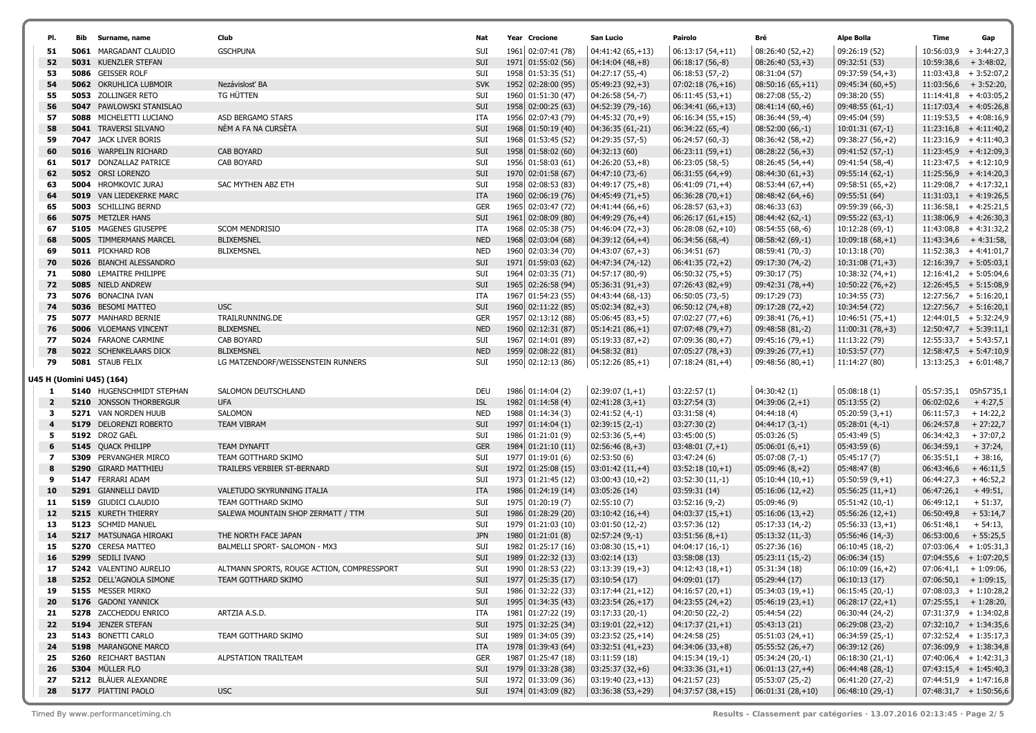| Pl. | Bib | Surname, name | Club | Nat | Year | Crocione | San Lucio | Pairolo | Bré | Alpe Bolla | Time | Gap |
|---|---|---|---|---|---|---|---|---|---|---|---|---|
| 51 | 5061 | MARGADANT CLAUDIO | GSCHPUNA | SUI | 1961 | 02:07:41 (78) | 04:41:42 (65,+13) | 06:13:17 (54,+11) | 08:26:40 (52,+2) | 09:26:19 (52) | 10:56:03,9 | + 3:44:27,3 |
| 52 | 5031 | KUENZLER STEFAN | | SUI | 1971 | 01:55:02 (56) | 04:14:04 (48,+8) | 06:18:17 (56,-8) | 08:26:40 (53,+3) | 09:32:51 (53) | 10:59:38,6 | + 3:48:02, |
| 53 | 5086 | GEISSER ROLF | | SUI | 1958 | 01:53:35 (51) | 04:27:17 (55,-4) | 06:18:53 (57,-2) | 08:31:04 (57) | 09:37:59 (54,+3) | 11:03:43,8 | + 3:52:07,2 |
| 54 | 5062 | OKRUHLICA LUBMOIR | Nezávislosť BA | SVK | 1952 | 02:28:00 (95) | 05:49:23 (92,+3) | 07:02:18 (76,+16) | 08:50:16 (65,+11) | 09:45:34 (60,+5) | 11:03:56,6 | + 3:52:20, |
| 55 | 5053 | ZOLLINGER RETO | TG HÜTTEN | SUI | 1960 | 01:51:30 (47) | 04:26:58 (54,-7) | 06:11:45 (53,+1) | 08:27:08 (55,-2) | 09:38:20 (55) | 11:14:41,8 | + 4:03:05,2 |
| 56 | 5047 | PAWLOWSKI STANISLAO | | SUI | 1958 | 02:00:25 (63) | 04:52:39 (79,-16) | 06:34:41 (66,+13) | 08:41:14 (60,+6) | 09:48:55 (61,-1) | 11:17:03,4 | + 4:05:26,8 |
| 57 | 5088 | MICHELETTI LUCIANO | ASD BERGAMO STARS | ITA | 1956 | 02:07:43 (79) | 04:45:32 (70,+9) | 06:16:34 (55,+15) | 08:36:44 (59,-4) | 09:45:04 (59) | 11:19:53,5 | + 4:08:16,9 |
| 58 | 5041 | TRAVERSI SILVANO | NÈM A FA NA CURSÈTA | SUI | 1968 | 01:50:19 (40) | 04:36:35 (61,-21) | 06:34:22 (65,-4) | 08:52:00 (66,-1) | 10:01:31 (67,-1) | 11:23:16,8 | + 4:11:40,2 |
| 59 | 7047 | JACK LIVER BORIS | | SUI | 1968 | 01:53:45 (52) | 04:29:35 (57,-5) | 06:24:57 (60,-3) | 08:36:42 (58,+2) | 09:38:27 (56,+2) | 11:23:16,9 | + 4:11:40,3 |
| 60 | 5016 | WARPELIN RICHARD | CAB BOYARD | SUI | 1958 | 01:58:02 (60) | 04:32:13 (60) | 06:23:11 (59,+1) | 08:28:22 (56,+3) | 09:41:52 (57,-1) | 11:23:45,9 | + 4:12:09,3 |
| 61 | 5017 | DONZALLAZ PATRICE | CAB BOYARD | SUI | 1956 | 01:58:03 (61) | 04:26:20 (53,+8) | 06:23:05 (58,-5) | 08:26:45 (54,+4) | 09:41:54 (58,-4) | 11:23:47,5 | + 4:12:10,9 |
| 62 | 5052 | ORSI LORENZO | | SUI | 1970 | 02:01:58 (67) | 04:47:10 (73,-6) | 06:31:55 (64,+9) | 08:44:30 (61,+3) | 09:55:14 (62,-1) | 11:25:56,9 | + 4:14:20,3 |
| 63 | 5004 | HROMKOVIC JURAJ | SAC MYTHEN ABZ ETH | SUI | 1958 | 02:08:53 (83) | 04:49:17 (75,+8) | 06:41:09 (71,+4) | 08:53:44 (67,+4) | 09:58:51 (65,+2) | 11:29:08,7 | + 4:17:32,1 |
| 64 | 5019 | VAN LIEDEKERKE MARC | | ITA | 1960 | 02:06:19 (76) | 04:45:49 (71,+5) | 06:36:28 (70,+1) | 08:48:42 (64,+6) | 09:55:51 (64) | 11:31:03,1 | + 4:19:26,5 |
| 65 | 5003 | SCHILLING BERND | | GER | 1965 | 02:03:47 (72) | 04:41:44 (66,+6) | 06:28:57 (63,+3) | 08:46:33 (63) | 09:59:39 (66,-3) | 11:36:58,1 | + 4:25:21,5 |
| 66 | 5075 | METZLER HANS | | SUI | 1961 | 02:08:09 (80) | 04:49:29 (76,+4) | 06:26:17 (61,+15) | 08:44:42 (62,-1) | 09:55:22 (63,-1) | 11:38:06,9 | + 4:26:30,3 |
| 67 | 5105 | MAGENES GIUSEPPE | SCOM MENDRISIO | ITA | 1968 | 02:05:38 (75) | 04:46:04 (72,+3) | 06:28:08 (62,+10) | 08:54:55 (68,-6) | 10:12:28 (69,-1) | 11:43:08,8 | + 4:31:32,2 |
| 68 | 5005 | TIMMERMANS MARCEL | BLIXEMSNEL | NED | 1968 | 02:03:04 (68) | 04:39:12 (64,+4) | 06:34:56 (68,-4) | 08:58:42 (69,-1) | 10:09:18 (68,+1) | 11:43:34,6 | + 4:31:58, |
| 69 | 5011 | PICKHARD ROB | BLIXEMSNEL | NED | 1960 | 02:03:34 (70) | 04:43:07 (67,+3) | 06:34:51 (67) | 08:59:41 (70,-3) | 10:13:18 (70) | 11:52:38,3 | + 4:41:01,7 |
| 70 | 5026 | BIANCHI ALESSANDRO | | SUI | 1971 | 01:59:03 (62) | 04:47:34 (74,-12) | 06:41:35 (72,+2) | 09:17:30 (74,-2) | 10:31:08 (71,+3) | 12:16:39,7 | + 5:05:03,1 |
| 71 | 5080 | LEMAITRE PHILIPPE | | SUI | 1964 | 02:03:35 (71) | 04:57:17 (80,-9) | 06:50:32 (75,+5) | 09:30:17 (75) | 10:38:32 (74,+1) | 12:16:41,2 | + 5:05:04,6 |
| 72 | 5085 | NIELD ANDREW | | SUI | 1965 | 02:26:58 (94) | 05:36:31 (91,+3) | 07:26:43 (82,+9) | 09:42:31 (78,+4) | 10:50:22 (76,+2) | 12:26:45,5 | + 5:15:08,9 |
| 73 | 5076 | BONACINA IVAN | | ITA | 1967 | 01:54:23 (55) | 04:43:44 (68,-13) | 06:50:05 (73,-5) | 09:17:29 (73) | 10:34:55 (73) | 12:27:56,7 | + 5:16:20,1 |
| 74 | 5036 | BESOMI MATTEO | USC | SUI | 1960 | 02:11:22 (85) | 05:02:34 (82,+3) | 06:50:12 (74,+8) | 09:17:28 (72,+2) | 10:34:54 (72) | 12:27:56,7 | + 5:16:20,1 |
| 75 | 5077 | MANHARD BERNIE | TRAILRUNNING.DE | GER | 1957 | 02:13:12 (88) | 05:06:45 (83,+5) | 07:02:27 (77,+6) | 09:38:41 (76,+1) | 10:46:51 (75,+1) | 12:44:01,5 | + 5:32:24,9 |
| 76 | 5006 | VLOEMANS VINCENT | BLIXEMSNEL | NED | 1960 | 02:12:31 (87) | 05:14:21 (86,+1) | 07:07:48 (79,+7) | 09:48:58 (81,-2) | 11:00:31 (78,+3) | 12:50:47,7 | + 5:39:11,1 |
| 77 | 5024 | FARAONE CARMINE | CAB BOYARD | SUI | 1967 | 02:14:01 (89) | 05:19:33 (87,+2) | 07:09:36 (80,+7) | 09:45:16 (79,+1) | 11:13:22 (79) | 12:55:33,7 | + 5:43:57,1 |
| 78 | 5022 | SCHENKELAARS DICK | BLIXEMSNEL | NED | 1959 | 02:08:22 (81) | 04:58:32 (81) | 07:05:27 (78,+3) | 09:39:26 (77,+1) | 10:53:57 (77) | 12:58:47,5 | + 5:47:10,9 |
| 79 | 5081 | STAUB FELIX | LG MATZENDORF/WEISSENSTEIN RUNNERS | SUI | 1950 | 02:12:13 (86) | 05:12:26 (85,+1) | 07:18:24 (81,+4) | 09:48:56 (80,+1) | 11:14:27 (80) | 13:13:25,3 | + 6:01:48,7 |

## U45 H (Uomini U45) (164)

| Pl. | Bib | Surname, name | Club | Nat | Year | Crocione | San Lucio | Pairolo | Bré | Alpe Bolla | Time | Gap |
|---|---|---|---|---|---|---|---|---|---|---|---|---|
| 1 | 5140 | HUGENSCHMIDT STEPHAN | SALOMON DEUTSCHLAND | DEU | 1986 | 01:14:04 (2) | 02:39:07 (1,+1) | 03:22:57 (1) | 04:30:42 (1) | 05:08:18 (1) | 05:57:35,1 | 05h57'35,1 |
| 2 | 5210 | JONSSON THORBERGUR | UFA | ISL | 1982 | 01:14:58 (4) | 02:41:28 (3,+1) | 03:27:54 (3) | 04:39:06 (2,+1) | 05:13:55 (2) | 06:02:02,6 | + 4:27,5 |
| 3 | 5271 | VAN NORDEN HUUB | SALOMON | NED | 1988 | 01:14:34 (3) | 02:41:52 (4,-1) | 03:31:58 (4) | 04:44:18 (4) | 05:20:59 (3,+1) | 06:11:57,3 | + 14:22,2 |
| 4 | 5179 | DELORENZI ROBERTO | TEAM VIBRAM | SUI | 1997 | 01:14:04 (1) | 02:39:15 (2,-1) | 03:27:30 (2) | 04:44:17 (3,-1) | 05:28:01 (4,-1) | 06:24:57,8 | + 27:22,7 |
| 5 | 5192 | DROZ GAËL | | SUI | 1986 | 01:21:01 (9) | 02:53:36 (5,+4) | 03:45:00 (5) | 05:03:26 (5) | 05:43:49 (5) | 06:34:42,3 | + 37:07,2 |
| 6 | 5145 | QUACK PHILIPP | TEAM DYNAFIT | GER | 1984 | 01:21:10 (11) | 02:56:46 (8,+3) | 03:48:01 (7,+1) | 05:06:01 (6,+1) | 05:43:59 (6) | 06:34:59,1 | + 37:24, |
| 7 | 5309 | PERVANGHER MIRCO | TEAM GOTTHARD SKIMO | SUI | 1977 | 01:19:01 (6) | 02:53:50 (6) | 03:47:24 (6) | 05:07:08 (7,-1) | 05:45:17 (7) | 06:35:51,1 | + 38:16, |
| 8 | 5290 | GIRARD MATTHIEU | TRAILERS VERBIER ST-BERNARD | SUI | 1972 | 01:25:08 (15) | 03:01:42 (11,+4) | 03:52:18 (10,+1) | 05:09:46 (8,+2) | 05:48:47 (8) | 06:43:46,6 | + 46:11,5 |
| 9 | 5147 | FERRARI ADAM | | SUI | 1973 | 01:21:45 (12) | 03:00:43 (10,+2) | 03:52:30 (11,-1) | 05:10:44 (10,+1) | 05:50:59 (9,+1) | 06:44:27,3 | + 46:52,2 |
| 10 | 5291 | GIANNELLI DAVID | VALETUDO SKYRUNNING ITALIA | ITA | 1986 | 01:24:19 (14) | 03:05:26 (14) | 03:59:31 (14) | 05:16:06 (12,+2) | 05:56:25 (11,+1) | 06:47:26,1 | + 49:51, |
| 11 | 5159 | GIUDICI CLAUDIO | TEAM GOTTHARD SKIMO | SUI | 1975 | 01:20:19 (7) | 02:55:10 (7) | 03:52:16 (9,-2) | 05:09:46 (9) | 05:51:42 (10,-1) | 06:49:12,1 | + 51:37, |
| 12 | 5215 | KURETH THIERRY | SALEWA MOUNTAIN SHOP ZERMATT / TTM | SUI | 1986 | 01:28:29 (20) | 03:10:42 (16,+4) | 04:03:37 (15,+1) | 05:16:06 (13,+2) | 05:56:26 (12,+1) | 06:50:49,8 | + 53:14,7 |
| 13 | 5123 | SCHMID MANUEL | | SUI | 1979 | 01:21:03 (10) | 03:01:50 (12,-2) | 03:57:36 (12) | 05:17:33 (14,-2) | 05:56:33 (13,+1) | 06:51:48,1 | + 54:13, |
| 14 | 5217 | MATSUNAGA HIROAKI | THE NORTH FACE JAPAN | JPN | 1980 | 01:21:01 (8) | 02:57:24 (9,-1) | 03:51:56 (8,+1) | 05:13:32 (11,-3) | 05:56:46 (14,-3) | 06:53:00,6 | + 55:25,5 |
| 15 | 5270 | CERESA MATTEO | BALMELLI SPORT- SALOMON - MX3 | SUI | 1982 | 01:25:17 (16) | 03:08:30 (15,+1) | 04:04:17 (16,-1) | 05:27:36 (16) | 06:10:45 (18,-2) | 07:03:06,4 | + 1:05:31,3 |
| 16 | 5299 | SEDILI IVANO | | SUI | 1989 | 01:22:32 (13) | 03:02:14 (13) | 03:58:08 (13) | 05:23:11 (15,-2) | 06:06:34 (15) | 07:04:55,6 | + 1:07:20,5 |
| 17 | 5242 | VALENTINO AURELIO | ALTMANN SPORTS, ROUGE ACTION, COMPRESSPORT | SUI | 1990 | 01:28:53 (22) | 03:13:39 (19,+3) | 04:12:43 (18,+1) | 05:31:34 (18) | 06:10:09 (16,+2) | 07:06:41,1 | + 1:09:06, |
| 18 | 5252 | DELL'AGNOLA SIMONE | TEAM GOTTHARD SKIMO | SUI | 1977 | 01:25:35 (17) | 03:10:54 (17) | 04:09:01 (17) | 05:29:44 (17) | 06:10:13 (17) | 07:06:50,1 | + 1:09:15, |
| 19 | 5155 | MESSER MIRKO | | SUI | 1986 | 01:32:22 (33) | 03:17:44 (21,+12) | 04:16:57 (20,+1) | 05:34:03 (19,+1) | 06:15:45 (20,-1) | 07:08:03,3 | + 1:10:28,2 |
| 20 | 5176 | GADONI YANNICK | | SUI | 1995 | 01:34:35 (43) | 03:23:54 (26,+17) | 04:23:55 (24,+2) | 05:46:19 (23,+1) | 06:28:17 (22,+1) | 07:25:55,1 | + 1:28:20, |
| 21 | 5278 | ZACCHEDDU ENRICO | ARTZIA A.S.D. | ITA | 1981 | 01:27:22 (19) | 03:17:33 (20,-1) | 04:20:50 (22,-2) | 05:44:54 (22) | 06:30:44 (24,-2) | 07:31:37,9 | + 1:34:02,8 |
| 22 | 5194 | JENZER STEFAN | | SUI | 1975 | 01:32:25 (34) | 03:19:01 (22,+12) | 04:17:37 (21,+1) | 05:43:13 (21) | 06:29:08 (23,-2) | 07:32:10,7 | + 1:34:35,6 |
| 23 | 5143 | BONETTI CARLO | TEAM GOTTHARD SKIMO | SUI | 1989 | 01:34:05 (39) | 03:23:52 (25,+14) | 04:24:58 (25) | 05:51:03 (24,+1) | 06:34:59 (25,-1) | 07:32:52,4 | + 1:35:17,3 |
| 24 | 5198 | MARANGONE MARCO | | ITA | 1978 | 01:39:43 (64) | 03:32:51 (41,+23) | 04:34:06 (33,+8) | 05:55:52 (26,+7) | 06:39:12 (26) | 07:36:09,9 | + 1:38:34,8 |
| 25 | 5260 | REICHART BASTIAN | ALPSTATION TRAILTEAM | GER | 1987 | 01:25:47 (18) | 03:11:59 (18) | 04:15:34 (19,-1) | 05:34:24 (20,-1) | 06:18:30 (21,-1) | 07:40:06,4 | + 1:42:31,3 |
| 26 | 5304 | MÜLLER FLO | | SUI | 1979 | 01:33:28 (38) | 03:25:37 (32,+6) | 04:33:36 (31,+1) | 06:01:13 (27,+4) | 06:44:48 (28,-1) | 07:43:15,4 | + 1:45:40,3 |
| 27 | 5212 | BLÄUER ALEXANDRE | | SUI | 1972 | 01:33:09 (36) | 03:19:40 (23,+13) | 04:21:57 (23) | 05:53:07 (25,-2) | 06:41:20 (27,-2) | 07:44:51,9 | + 1:47:16,8 |
| 28 | 5177 | PIATTINI PAOLO | USC | SUI | 1974 | 01:43:09 (82) | 03:36:38 (53,+29) | 04:37:57 (38,+15) | 06:01:31 (28,+10) | 06:48:10 (29,-1) | 07:48:31,7 | + 1:50:56,6 |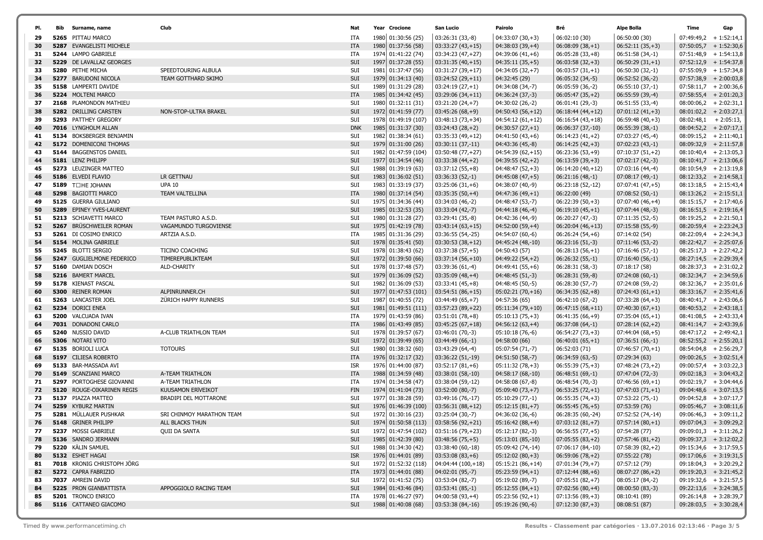| Pl. | Bib | Surname, name | Club | Nat | Year | Crocione | San Lucio | Pairolo | Bré | Alpe Bolla | Time | Gap |
|---|---|---|---|---|---|---|---|---|---|---|---|---|
| 29 | 5265 | PITTAU MARCO | | ITA | 1980 | 01:30:56 (25) | 03:26:31 (33,-8) | 04:33:07 (30,+3) | 06:02:10 (30) | 06:50:00 (30) | 07:49:49,2 | + 1:52:14,1 |
| 30 | 5287 | EVANGELISTI MICHELE | | ITA | 1980 | 01:37:56 (58) | 03:33:27 (43,+15) | 04:38:03 (39,+4) | 06:08:09 (38,+1) | 06:52:11 (35,+3) | 07:50:05,7 | + 1:52:30,6 |
| 31 | 5244 | LAMPO GABRIELE | | ITA | 1974 | 01:41:22 (74) | 03:34:23 (47,+27) | 04:39:06 (41,+6) | 06:05:28 (33,+8) | 06:51:58 (34,-1) | 07:51:48,9 | + 1:54:13,8 |
| 32 | 5229 | DE LAVALLAZ GEORGES | | SUI | 1997 | 01:37:28 (55) | 03:31:35 (40,+15) | 04:35:11 (35,+5) | 06:03:58 (32,+3) | 06:50:29 (31,+1) | 07:52:12,9 | + 1:54:37,8 |
| 33 | 5280 | PETHE MICHA | SPEEDTOURING ALBULA | SUI | 1981 | 01:37:47 (56) | 03:31:27 (39,+17) | 04:34:05 (32,+7) | 06:03:57 (31,+1) | 06:50:30 (32,-1) | 07:55:09,9 | + 1:57:34,8 |
| 34 | 5277 | BARUDONI NICOLA | TEAM GOTTHARD SKIMO | SUI | 1979 | 01:34:13 (40) | 03:24:52 (29,+11) | 04:32:45 (29) | 06:05:32 (34,-5) | 06:52:52 (36,-2) | 07:57:38,9 | + 2:00:03,8 |
| 35 | 5158 | LAMPERTI DAVIDE | | SUI | 1989 | 01:31:29 (28) | 03:24:19 (27,+1) | 04:34:08 (34,-7) | 06:05:59 (36,-2) | 06:55:10 (37,-1) | 07:58:11,7 | + 2:00:36,6 |
| 36 | 5224 | MOLTENI MARCO | | ITA | 1985 | 01:34:42 (45) | 03:29:06 (34,+11) | 04:36:24 (37,-3) | 06:05:47 (35,+2) | 06:55:59 (39,-4) | 07:58:55,4 | + 2:01:20,3 |
| 37 | 2168 | PLAMONDON MATHIEU | | SUI | 1980 | 01:32:11 (31) | 03:21:20 (24,+7) | 04:30:02 (26,-2) | 06:01:41 (29,-3) | 06:51:55 (33,-4) | 08:00:06,2 | + 2:02:31,1 |
| 38 | 5282 | DRILLING CARSTEN | NON-STOP-ULTRA BRAKEL | SUI | 1972 | 01:41:59 (77) | 03:45:26 (68,+9) | 04:50:43 (56,+12) | 06:18:44 (44,+12) | 07:01:12 (41,+3) | 08:01:02,2 | + 2:03:27,1 |
| 39 | 5293 | PATTHEY GREGORY | | SUI | 1978 | 01:49:19 (107) | 03:48:13 (73,+34) | 04:54:12 (61,+12) | 06:16:54 (43,+18) | 06:59:48 (40,+3) | 08:02:48,1 | + 2:05:13, |
| 40 | 7016 | LYNGHOLM ALLAN | | DNK | 1985 | 01:31:37 (30) | 03:24:43 (28,+2) | 04:30:57 (27,+1) | 06:06:37 (37,-10) | 06:55:39 (38,-1) | 08:04:52,2 | + 2:07:17,1 |
| 41 | 5134 | BOKSBERGER BENJAMIN | | SUI | 1982 | 01:38:34 (61) | 03:35:33 (49,+12) | 04:41:50 (43,+6) | 06:14:23 (41,+2) | 07:03:27 (45,-4) | 08:09:15,2 | + 2:11:40,1 |
| 42 | 5172 | DOMENICONI THOMAS | | SUI | 1979 | 01:31:00 (26) | 03:30:11 (37,-11) | 04:43:36 (45,-8) | 06:14:25 (42,+3) | 07:02:23 (43,-1) | 08:09:32,9 | + 2:11:57,8 |
| 43 | 5144 | BAGGENSTOS DANIEL | | SUI | 1982 | 01:47:59 (104) | 03:50:48 (77,+27) | 04:54:39 (62,+15) | 06:23:36 (53,+9) | 07:10:37 (51,+2) | 08:10:40,4 | + 2:13:05,3 |
| 44 | 5181 | LENZ PHILIPP | | SUI | 1977 | 01:34:54 (46) | 03:33:38 (44,+2) | 04:39:55 (42,+2) | 06:13:59 (39,+3) | 07:02:17 (42,-3) | 08:10:41,7 | + 2:13:06,6 |
| 45 | 5273 | LEUZINGER MATTEO | | SUI | 1988 | 01:39:19 (63) | 03:37:12 (55,+8) | 04:48:47 (52,+3) | 06:14:20 (40,+12) | 07:03:16 (44,-4) | 08:10:54,9 | + 2:13:19,8 |
| 46 | 5186 | ELVEDI FLAVIO | LR GETTNAU | SUI | 1983 | 01:36:02 (51) | 03:36:33 (52,-1) | 04:45:08 (47,+5) | 06:21:16 (48,-1) | 07:08:17 (49,-1) | 08:12:33,2 | + 2:14:58,1 |
| 47 | 5189 | T□HE JOHANN | UPA 10 | SUI | 1983 | 01:33:19 (37) | 03:25:06 (31,+6) | 04:38:07 (40,-9) | 06:23:18 (52,-12) | 07:07:41 (47,+5) | 08:13:18,5 | + 2:15:43,4 |
| 48 | 5298 | BAGIOTTI MARCO | TEAM VALTELLINA | ITA | 1980 | 01:37:14 (54) | 03:35:35 (50,+4) | 04:47:36 (49,+1) | 06:22:00 (49) | 07:08:52 (50,-1) | 08:13:26,2 | + 2:15:51,1 |
| 49 | 5125 | GUERRA GIULIANO | | SUI | 1975 | 01:34:36 (44) | 03:34:03 (46,-2) | 04:48:47 (53,-7) | 06:22:39 (50,+3) | 07:07:40 (46,+4) | 08:15:15,7 | + 2:17:40,6 |
| 50 | 5289 | EPINEY YVES-LAURENT | | SUI | 1985 | 01:32:53 (35) | 03:33:04 (42,-7) | 04:44:18 (46,-4) | 06:19:10 (45,+1) | 07:07:44 (48,-3) | 08:16:51,5 | + 2:19:16,4 |
| 51 | 5213 | SCHIAVETTI MARCO | TEAM PASTURO A.S.D. | SUI | 1980 | 01:31:28 (27) | 03:29:41 (35,-8) | 04:42:36 (44,-9) | 06:20:27 (47,-3) | 07:11:35 (52,-5) | 08:19:25,2 | + 2:21:50,1 |
| 52 | 5267 | BRÜSCHWEILER ROMAN | VAGAMUNDO TURGOVIENSE | SUI | 1975 | 01:42:19 (78) | 03:43:14 (63,+15) | 04:52:00 (59,+4) | 06:20:04 (46,+13) | 07:15:58 (55,-9) | 08:20:59,4 | + 2:23:24,3 |
| 53 | 5261 | DI COSIMO ENRICO | ARTZIA A.S.D. | ITA | 1985 | 01:31:36 (29) | 03:36:55 (54,-25) | 04:54:07 (60,-6) | 06:26:24 (54,+6) | 07:14:02 (54) | 08:22:09,4 | + 2:24:34,3 |
| 54 | 5154 | MOLINA GABRIELE | | SUI | 1978 | 01:35:41 (50) | 03:30:53 (38,+12) | 04:45:24 (48,-10) | 06:23:16 (51,-3) | 07:11:46 (53,-2) | 08:22:42,7 | + 2:25:07,6 |
| 55 | 5245 | BLOTTI SERGIO | TICINO COACHING | SUI | 1978 | 01:38:43 (62) | 03:37:38 (57,+5) | 04:50:43 (57) | 06:28:13 (56,+1) | 07:16:46 (57,-1) | 08:25:17,3 | + 2:27:42,2 |
| 56 | 5247 | GUGLIELMONE FEDERICO | TIMEREPUBLIKTEAM | SUI | 1972 | 01:39:50 (66) | 03:37:14 (56,+10) | 04:49:22 (54,+2) | 06:26:32 (55,-1) | 07:16:40 (56,-1) | 08:27:14,5 | + 2:29:39,4 |
| 57 | 5160 | DAMIAN DOSCH | ALD-CHARITY | SUI | 1978 | 01:37:48 (57) | 03:39:36 (61,-4) | 04:49:41 (55,+6) | 06:28:31 (58,-3) | 07:18:17 (58) | 08:28:37,3 | + 2:31:02,2 |
| 58 | 5216 | BAMERT MARCEL | | SUI | 1979 | 01:36:09 (52) | 03:35:09 (48,+4) | 04:48:45 (51,-3) | 06:28:31 (59,-8) | 07:24:08 (60,-1) | 08:32:34,7 | + 2:34:59,6 |
| 59 | 5178 | KIENAST PASCAL | | SUI | 1982 | 01:36:09 (53) | 03:33:41 (45,+8) | 04:48:45 (50,-5) | 06:28:30 (57,-7) | 07:24:08 (59,-2) | 08:32:36,7 | + 2:35:01,6 |
| 60 | 5300 | REINER ROMAN | ALPINRUNNER.CH | SUI | 1977 | 01:47:53 (101) | 03:54:51 (86,+15) | 05:02:21 (70,+16) | 06:34:35 (62,+8) | 07:24:43 (61,+1) | 08:33:16,7 | + 2:35:41,6 |
| 61 | 5263 | LANCASTER JOEL | ZÜRICH HAPPY RUNNERS | SUI | 1987 | 01:40:55 (72) | 03:44:49 (65,+7) | 04:57:36 (65) | 06:42:10 (67,-2) | 07:33:28 (64,+3) | 08:40:41,7 | + 2:43:06,6 |
| 62 | 5234 | DORICI ENEA | | SUI | 1981 | 01:49:51 (111) | 03:57:23 (89,+22) | 05:11:34 (79,+10) | 06:47:15 (68,+11) | 07:40:30 (67,+1) | 08:40:53,2 | + 2:43:18,1 |
| 63 | 5200 | VALCUADA IVAN | | ITA | 1979 | 01:43:59 (86) | 03:51:01 (78,+8) | 05:10:13 (75,+3) | 06:41:35 (66,+9) | 07:35:04 (65,+1) | 08:41:08,5 | + 2:43:33,4 |
| 64 | 7031 | DONADONI CARLO | | ITA | 1986 | 01:43:49 (85) | 03:45:25 (67,+18) | 04:56:12 (63,+4) | 06:37:08 (64,-1) | 07:28:14 (62,+2) | 08:41:14,7 | + 2:43:39,6 |
| 65 | 5240 | NUSSIO DAVID | A-CLUB TRIATHLON TEAM | SUI | 1978 | 01:39:57 (67) | 03:46:01 (70,-3) | 05:10:18 (76,-6) | 06:54:27 (73,+3) | 07:44:04 (68,+5) | 08:47:17,2 | + 2:49:42,1 |
| 66 | 5306 | NOTARI VITO | | SUI | 1972 | 01:39:49 (65) | 03:44:49 (66,-1) | 04:58:00 (66) | 06:40:01 (65,+1) | 07:36:51 (66,-1) | 08:52:55,2 | + 2:55:20,1 |
| 67 | 5135 | BORIOLI LUCA | TOTOURS | SUI | 1980 | 01:38:32 (60) | 03:43:29 (64,-4) | 05:07:54 (71,-7) | 06:52:03 (71) | 07:46:57 (70,+1) | 08:54:04,8 | + 2:56:29,7 |
| 68 | 5197 | CILIESA ROBERTO | | ITA | 1976 | 01:32:17 (32) | 03:36:22 (51,-19) | 04:51:50 (58,-7) | 06:34:59 (63,-5) | 07:29:34 (63) | 09:00:26,5 | + 3:02:51,4 |
| 69 | 5133 | BAR-MASSADA AVI | | ISR | 1976 | 01:44:00 (87) | 03:52:17 (81,+6) | 05:11:32 (78,+3) | 06:55:39 (75,+3) | 07:48:24 (73,+2) | 09:00:57,4 | + 3:03:22,3 |
| 70 | 5149 | SCANZIANI MARCO | A-TEAM TRIATHLON | ITA | 1988 | 01:34:59 (48) | 03:38:01 (58,-10) | 04:58:17 (68,-10) | 06:48:51 (69,-1) | 07:47:04 (72,-3) | 09:02:18,3 | + 3:04:43,2 |
| 71 | 5297 | PORTOGHESE GIOVANNI | A-TEAM TRIATHLON | ITA | 1974 | 01:34:58 (47) | 03:38:04 (59,-12) | 04:58:08 (67,-8) | 06:48:54 (70,-3) | 07:46:56 (69,+1) | 09:02:19,7 | + 3:04:44,6 |
| 72 | 5120 | ROUGE-OIKARINEN REGIS | KUUSAMON ERÄVEIKOT | FIN | 1974 | 01:41:04 (73) | 03:52:00 (80,-7) | 05:09:40 (73,+7) | 06:53:25 (72,+1) | 07:47:03 (71,+1) | 09:04:48,6 | + 3:07:13,5 |
| 73 | 5137 | PIAZZA MATTEO | BRADIPI DEL MOTTARONE | SUI | 1977 | 01:38:28 (59) | 03:49:16 (76,-17) | 05:10:29 (77,-1) | 06:55:35 (74,+3) | 07:53:22 (75,-1) | 09:04:52,8 | + 3:07:17,7 |
| 74 | 5259 | KYBURZ MARTIN | | SUI | 1976 | 01:46:39 (100) | 03:56:31 (88,+12) | 05:12:15 (81,+7) | 06:55:45 (76,+5) | 07:53:59 (76) | 09:05:46,7 | + 3:08:11,6 |
| 75 | 5281 | MÜLLAUER PUSHKAR | SRI CHINMOY MARATHON TEAM | SUI | 1972 | 01:30:16 (23) | 03:25:04 (30,-7) | 04:36:02 (36,-6) | 06:28:35 (60,-24) | 07:52:52 (74,-14) | 09:06:46,3 | + 3:09:11,2 |
| 76 | 5148 | GRINER PHILIPP | ALL BLACKS THUN | SUI | 1974 | 01:50:58 (113) | 03:58:56 (92,+21) | 05:16:42 (88,+4) | 07:03:12 (81,+7) | 07:57:14 (80,+1) | 09:07:04,3 | + 3:09:29,2 |
| 77 | 5237 | MOSSI GABRIELE | QUII DA SANTA | SUI | 1972 | 01:47:54 (102) | 03:51:16 (79,+23) | 05:12:17 (82,-3) | 06:56:55 (77,+5) | 07:54:28 (77) | 09:09:01,3 | + 3:11:26,2 |
| 78 | 5136 | SANDRO JERMANN | | SUI | 1985 | 01:42:39 (80) | 03:48:56 (75,+5) | 05:13:01 (85,-10) | 07:05:55 (83,+2) | 07:57:46 (81,+2) | 09:09:37,3 | + 3:12:02,2 |
| 79 | 5220 | KÄLIN SAMUEL | | SUI | 1988 | 01:34:30 (42) | 03:38:40 (60,-18) | 05:09:42 (74,-14) | 07:06:17 (84,-10) | 07:58:39 (82,+2) | 09:15:34,6 | + 3:17:59,5 |
| 80 | 5132 | ESHET HAGAI | | ISR | 1976 | 01:44:01 (89) | 03:53:08 (83,+6) | 05:12:02 (80,+3) | 06:59:06 (78,+2) | 07:55:22 (78) | 09:17:06,6 | + 3:19:31,5 |
| 81 | 7018 | KRONIG CHRISTOPH JÖRG | | SUI | 1972 | 01:52:32 (118) | 04:04:44 (100,+18) | 05:15:21 (86,+14) | 07:01:34 (79,+7) | 07:57:12 (79) | 09:18:04,3 | + 3:20:29,2 |
| 82 | 5272 | CAPRA FABRIZIO | | ITA | 1973 | 01:44:01 (88) | 04:02:01 (95,-7) | 05:23:59 (94,+1) | 07:12:44 (88,+6) | 08:07:27 (86,+2) | 09:19:20,3 | + 3:21:45,2 |
| 83 | 7037 | AMREIN DAVID | | SUI | 1972 | 01:41:52 (75) | 03:53:04 (82,-7) | 05:19:02 (89,-7) | 07:05:51 (82,+7) | 08:05:17 (84,-2) | 09:19:32,6 | + 3:21:57,5 |
| 84 | 5225 | PRON GIANBATTISTA | APPOGGIOLO RACING TEAM | SUI | 1984 | 01:43:46 (84) | 03:53:41 (85,-1) | 05:12:55 (84,+1) | 07:02:56 (80,+4) | 08:00:50 (83,-3) | 09:22:13,6 | + 3:24:38,5 |
| 85 | 5201 | TRONCO ENRICO | | ITA | 1978 | 01:46:27 (97) | 04:00:58 (93,+4) | 05:23:56 (92,+1) | 07:13:56 (89,+3) | 08:10:41 (89) | 09:26:14,8 | + 3:28:39,7 |
| 86 | 5116 | CATTANEO GIACOMO | | SUI | 1988 | 01:40:08 (68) | 03:53:38 (84,-16) | 05:19:26 (90,-6) | 07:12:30 (87,+3) | 08:08:51 (87) | 09:28:03,5 | + 3:30:28,4 |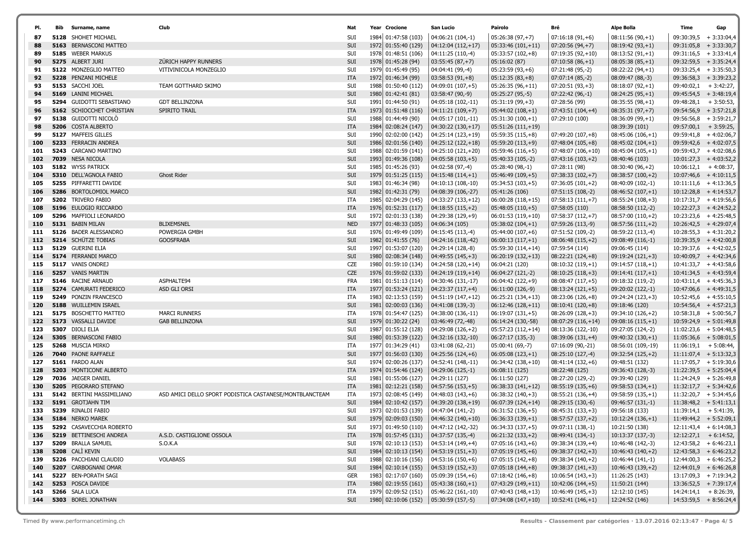| Pl. | Bib | Surname, name | Club | Nat | Year | Crocione | San Lucio | Pairolo | Bré | Alpe Bolla | Time | Gap |
|---|---|---|---|---|---|---|---|---|---|---|---|---|
| 87 | 5128 | SHOHET MICHAEL | | SUI | 1984 | 01:47:58 (103) | 04:06:21 (104,-1) | 05:26:38 (97,+7) | 07:16:18 (91,+6) | 08:11:56 (90,+1) | 09:30:39,5 | + 3:33:04,4 |
| 88 | 5163 | BERNASCONI MATTEO | | SUI | 1972 | 01:55:40 (129) | 04:12:04 (112,+17) | 05:33:46 (101,+11) | 07:20:56 (94,+7) | 08:19:42 (93,+1) | 09:31:05,8 | + 3:33:30,7 |
| 89 | 5185 | WEBER MARKUS | | SUI | 1978 | 01:48:51 (106) | 04:11:25 (110,-4) | 05:33:57 (102,+8) | 07:19:35 (92,+10) | 08:13:52 (91,+1) | 09:31:16,5 | + 3:33:41,4 |
| 90 | 5275 | ALBERT JURI | ZÜRICH HAPPY RUNNERS | SUI | 1978 | 01:45:28 (94) | 03:55:45 (87,+7) | 05:16:02 (87) | 07:10:58 (86,+1) | 08:05:38 (85,+1) | 09:32:59,5 | + 3:35:24,4 |
| 91 | 5122 | MONZEGLIO MATTEO | VITIVINICOLA MONZEGLIO | SUI | 1979 | 01:45:49 (95) | 04:04:41 (99,-4) | 05:23:59 (93,+6) | 07:21:48 (95,-2) | 08:22:22 (94,+1) | 09:33:25,4 | + 3:35:50,3 |
| 92 | 5228 | PENZANI MICHELE | | ITA | 1972 | 01:46:34 (99) | 03:58:53 (91,+8) | 05:12:35 (83,+8) | 07:07:14 (85,-2) | 08:09:47 (88,-3) | 09:36:58,3 | + 3:39:23,2 |
| 93 | 5153 | SACCHI JOEL | TEAM GOTTHARD SKIMO | SUI | 1988 | 01:50:40 (112) | 04:09:01 (107,+5) | 05:26:35 (96,+11) | 07:20:51 (93,+3) | 08:18:07 (92,+1) | 09:40:02,1 | + 3:42:27, |
| 94 | 5169 | LANINI MICHAEL | | SUI | 1980 | 01:42:41 (81) | 03:58:47 (90,-9) | 05:25:27 (95,-5) | 07:22:42 (96,-1) | 08:24:25 (95,+1) | 09:45:54,5 | + 3:48:19,4 |
| 95 | 5294 | GUIDOTTI SEBASTIANO | GDT BELLINZONA | SUI | 1991 | 01:44:50 (91) | 04:05:18 (102,-11) | 05:31:19 (99,+3) | 07:28:56 (99) | 08:35:55 (98,+1) | 09:48:28,1 | + 3:50:53, |
| 96 | 5162 | SCHIOCCHET CHRISTIAN | SPIRITO TRAIL | ITA | 1973 | 01:51:48 (116) | 04:11:21 (109,+7) | 05:44:02 (108,+1) | 07:43:51 (104,+4) | 08:35:31 (97,+7) | 09:54:56,9 | + 3:57:21,8 |
| 97 | 5138 | GUIDOTTI NICOLÒ | | SUI | 1988 | 01:44:49 (90) | 04:05:17 (101,-11) | 05:31:30 (100,+1) | 07:29:10 (100) | 08:36:09 (99,+1) | 09:56:56,8 | + 3:59:21,7 |
| 98 | 5206 | COSTA ALBERTO | | ITA | 1984 | 02:08:24 (147) | 04:30:22 (130,+17) | 05:51:26 (111,+19) | | 08:39:39 (101) | 09:57:00,1 | + 3:59:25, |
| 99 | 5127 | MAFFEIS GILLES | | SUI | 1990 | 02:02:00 (142) | 04:25:14 (123,+19) | 05:59:35 (115,+8) | 07:49:20 (107,+8) | 08:45:06 (106,+1) | 09:59:41,8 | + 4:02:06,7 |
| 100 | 5233 | FERRACIN ANDREA | | SUI | 1986 | 02:01:56 (140) | 04:25:12 (122,+18) | 05:59:20 (113,+9) | 07:48:04 (105,+8) | 08:45:02 (104,+1) | 09:59:42,6 | + 4:02:07,5 |
| 101 | 5243 | CARCANO MARTINO | | SUI | 1988 | 02:01:59 (141) | 04:25:10 (121,+20) | 05:59:46 (116,+5) | 07:48:07 (106,+10) | 08:45:04 (105,+1) | 09:59:43,7 | + 4:02:08,6 |
| 102 | 7039 | NESA NICOLA | | SUI | 1993 | 01:49:36 (108) | 04:05:58 (103,+5) | 05:40:33 (105,-2) | 07:43:16 (103,+2) | 08:40:46 (103) | 10:01:27,3 | + 4:03:52,2 |
| 103 | 5182 | WYSS PATRICK | | SUI | 1985 | 01:45:26 (93) | 04:02:58 (97,-4) | 05:28:40 (98,-1) | 07:28:11 (98) | 08:30:40 (96,+2) | 10:06:12,1 | + 4:08:37, |
| 104 | 5310 | DELL'AGNOLA FABIO | Ghost Rider | SUI | 1979 | 01:51:25 (115) | 04:15:48 (114,+1) | 05:46:49 (109,+5) | 07:38:33 (102,+7) | 08:38:57 (100,+2) | 10:07:46,6 | + 4:10:11,5 |
| 105 | 5255 | PIFFARETTI DAVIDE | | SUI | 1983 | 01:46:34 (98) | 04:10:13 (108,-10) | 05:34:53 (103,+5) | 07:36:05 (101,+2) | 08:40:09 (102,-1) | 10:11:11,6 | + 4:13:36,5 |
| 106 | 5286 | BORTOLOMIOL MARCO | | SUI | 1982 | 01:42:31 (79) | 04:08:39 (106,-27) | 05:41:26 (106) | 07:51:15 (108,-2) | 08:46:52 (107,+1) | 10:12:28,8 | + 4:14:53,7 |
| 107 | 5202 | TRIVERO FABIO | | ITA | 1985 | 02:04:29 (145) | 04:33:27 (133,+12) | 06:00:28 (118,+15) | 07:58:13 (111,+7) | 08:55:24 (108,+3) | 10:17:31,7 | + 4:19:56,6 |
| 108 | 5196 | EULOGIO RICCARDO | | ITA | 1976 | 01:52:31 (117) | 04:18:55 (115,+2) | 05:48:05 (110,+5) | 07:58:05 (110) | 08:58:50 (112,-2) | 10:22:27,3 | + 4:24:52,2 |
| 109 | 5296 | MAFFIOLI LEONARDO | | SUI | 1972 | 02:01:33 (138) | 04:29:38 (129,+9) | 06:01:53 (119,+10) | 07:58:37 (112,+7) | 08:57:00 (110,+2) | 10:23:23,6 | + 4:25:48,5 |
| 110 | 5131 | BABIN MILAN | BLIXEMSNEL | NED | 1977 | 01:48:33 (105) | 04:06:34 (105) | 05:38:02 (104,+1) | 07:59:26 (113,-9) | 08:57:56 (111,+2) | 10:26:42,5 | + 4:29:07,4 |
| 111 | 5126 | BADER ALESSANDRO | POWERGIA GMBH | SUI | 1976 | 01:49:49 (109) | 04:15:45 (113,-4) | 05:44:00 (107,+6) | 07:51:52 (109,-2) | 08:59:22 (113,-4) | 10:28:55,3 | + 4:31:20,2 |
| 112 | 5214 | SCHÜTZE TOBIAS | GOOSFRABA | SUI | 1982 | 01:41:55 (76) | 04:24:16 (118,-42) | 06:00:13 (117,+1) | 08:06:48 (115,+2) | 09:08:49 (116,-1) | 10:39:35,9 | + 4:42:00,8 |
| 113 | 5129 | GUERINI ELIA | | SUI | 1997 | 01:53:07 (120) | 04:29:14 (128,-8) | 05:59:30 (114,+14) | 07:59:54 (114) | 09:06:45 (114) | 10:39:37,6 | + 4:42:02,5 |
| 114 | 5174 | FERRANDI MARCO | | SUI | 1980 | 02:08:34 (148) | 04:49:55 (145,+3) | 06:20:19 (132,+13) | 08:22:21 (124,+8) | 09:19:24 (121,+3) | 10:40:09,7 | + 4:42:34,6 |
| 115 | 5117 | VANIS ONDREJ | | CZE | 1980 | 01:59:10 (134) | 04:24:58 (120,+14) | 06:04:21 (120) | 08:10:32 (119,+1) | 09:14:57 (118,+1) | 10:41:33,7 | + 4:43:58,6 |
| 116 | 5257 | VANIS MARTIN | | CZE | 1976 | 01:59:02 (133) | 04:24:19 (119,+14) | 06:04:27 (121,-2) | 08:10:25 (118,+3) | 09:14:41 (117,+1) | 10:41:34,5 | + 4:43:59,4 |
| 117 | 5146 | RACINE ARNAUD | ASPHALTE94 | FRA | 1981 | 01:51:13 (114) | 04:30:46 (131,-17) | 06:04:42 (122,+9) | 08:08:47 (117,+5) | 09:18:32 (119,-2) | 10:43:11,4 | + 4:45:36,3 |
| 118 | 5274 | CAMURATI FEDERICO | ASD GLI ORSI | ITA | 1977 | 01:53:24 (121) | 04:23:37 (117,+4) | 06:11:00 (126,-9) | 08:13:24 (121,+5) | 09:20:02 (122,-1) | 10:47:06,6 | + 4:49:31,5 |
| 119 | 5249 | PONZIN FRANCESCO | | ITA | 1983 | 02:13:53 (159) | 04:51:19 (147,+12) | 06:25:21 (134,+13) | 08:23:06 (126,+8) | 09:24:24 (123,+3) | 10:52:45,6 | + 4:55:10,5 |
| 120 | 5188 | WUILLEMIN ISRAEL | | SUI | 1981 | 02:00:03 (136) | 04:41:08 (139,-3) | 06:12:46 (128,+11) | 08:10:41 (120,+8) | 09:18:46 (120) | 10:54:56,4 | + 4:57:21,3 |
| 121 | 5175 | BOSCHETTO MATTEO | MARCI RUNNERS | ITA | 1978 | 01:54:47 (125) | 04:38:00 (136,-11) | 06:19:07 (131,+5) | 08:26:09 (128,+3) | 09:34:10 (126,+2) | 10:58:31,8 | + 5:00:56,7 |
| 122 | 5173 | VASSALLI DAVIDE | GAB BELLINZONA | SUI | 1979 | 01:30:22 (24) | 03:46:49 (72,-48) | 06:14:24 (130,-58) | 08:07:29 (116,+14) | 09:08:16 (115,+1) | 10:59:24,9 | + 5:01:49,8 |
| 123 | 5307 | DIOLI ELIA | | SUI | 1987 | 01:55:12 (128) | 04:29:08 (126,+2) | 05:57:23 (112,+14) | 08:13:36 (122,-10) | 09:27:05 (124,-2) | 11:02:23,6 | + 5:04:48,5 |
| 124 | 5305 | BERNASCONI FABIO | | SUI | 1980 | 01:53:39 (122) | 04:32:16 (132,-10) | 06:27:17 (135,-3) | 08:39:06 (131,+4) | 09:40:32 (130,+1) | 11:05:36,6 | + 5:08:01,5 |
| 125 | 5268 | MUSCIA MIRKO | | ITA | 1977 | 01:34:29 (41) | 03:41:08 (62,-21) | 05:00:41 (69,-7) | 07:16:09 (90,-21) | 08:56:01 (109,-19) | 11:06:19,1 | + 5:08:44, |
| 126 | 7040 | PAONE RAFFAELE | | SUI | 1977 | 01:56:03 (130) | 04:25:56 (124,+6) | 06:05:08 (123,+1) | 08:25:10 (127,-4) | 09:32:54 (125,+2) | 11:11:07,4 | + 5:13:32,3 |
| 127 | 5161 | FARDO ALAN | | SUI | 1974 | 02:00:26 (137) | 04:52:41 (148,-11) | 06:34:42 (138,+10) | 08:41:14 (132,+6) | 09:48:51 (132) | 11:17:05,7 | + 5:19:30,6 |
| 128 | 5203 | MONTICONE ALBERTO | | ITA | 1974 | 01:54:46 (124) | 04:29:06 (125,-1) | 06:08:11 (125) | 08:22:48 (125) | 09:36:43 (128,-3) | 11:22:39,5 | + 5:25:04,4 |
| 129 | 7036 | JAEGER DANIEL | | SUI | 1981 | 01:55:06 (127) | 04:29:11 (127) | 06:11:50 (127) | 08:27:20 (129,-2) | 09:39:40 (129) | 11:24:24,9 | + 5:26:49,8 |
| 130 | 5205 | PEGORARO STEFANO | | ITA | 1981 | 02:12:21 (158) | 04:57:56 (153,+5) | 06:38:33 (141,+12) | 08:55:19 (135,+6) | 09:58:53 (134,+1) | 11:32:17,7 | + 5:34:42,6 |
| 131 | 5142 | BERTINI MASSIMILIANO | ASD AMICI DELLO SPORT PODISTICA CASTANESE/MONTBLANCTEAM | ITA | 1973 | 02:08:45 (149) | 04:48:03 (143,+6) | 06:38:32 (140,+3) | 08:55:21 (136,+4) | 09:58:59 (135,+1) | 11:32:20,7 | + 5:34:45,6 |
| 132 | 5191 | GROTJAHN TIM | | SUI | 1984 | 02:10:42 (157) | 04:39:20 (138,+19) | 06:07:39 (124,+14) | 08:29:15 (130,-6) | 09:46:57 (131,-1) | 11:38:48,2 | + 5:41:13,1 |
| 133 | 5239 | RINALDI FABIO | | SUI | 1973 | 02:01:53 (139) | 04:47:04 (141,-2) | 06:31:52 (136,+5) | 08:45:31 (133,+3) | 09:56:18 (133) | 11:39:14,1 | + 5:41:39, |
| 134 | 5184 | NERKO MAREK | | SUI | 1979 | 02:09:03 (150) | 04:46:32 (140,+10) | 06:36:33 (139,+1) | 08:57:57 (137,+2) | 10:12:24 (136,+1) | 11:49:44,2 | + 5:52:09,1 |
| 135 | 5292 | CASAVECCHIA ROBERTO | | SUI | 1973 | 01:49:50 (110) | 04:47:12 (142,-32) | 06:34:33 (137,+5) | 09:07:11 (138,-1) | 10:21:50 (138) | 12:11:43,4 | + 6:14:08,3 |
| 136 | 5219 | BETTINESCHI ANDREA | A.S.D. CASTIGLIONE OSSOLA | ITA | 1978 | 01:57:45 (131) | 04:37:57 (135,-4) | 06:21:32 (133,+2) | 08:49:41 (134,-1) | 10:13:37 (137,-3) | 12:12:27,1 | + 6:14:52, |
| 137 | 5209 | BRALLA SAMUEL | S.O.K.A | SUI | 1978 | 02:10:13 (153) | 04:53:14 (149,+4) | 07:05:16 (143,+6) | 09:38:34 (139,+4) | 10:46:48 (142,-3) | 12:43:58,2 | + 6:46:23,1 |
| 138 | 5208 | CALÌ KEVIN | | SUI | 1984 | 02:10:13 (154) | 04:53:19 (151,+3) | 07:05:19 (145,+6) | 09:38:37 (142,+3) | 10:46:43 (140,+2) | 12:43:58,3 | + 6:46:23,2 |
| 139 | 5226 | PACCHIANI CLAUDIO | VOLABASS | SUI | 1988 | 02:10:16 (156) | 04:53:16 (150,+6) | 07:05:15 (142,+8) | 09:38:34 (140,+2) | 10:46:44 (141,-1) | 12:44:00,3 | + 6:46:25,2 |
| 140 | 5207 | CARBOGNANI OMAR | | SUI | 1984 | 02:10:14 (155) | 04:53:19 (152,+3) | 07:05:18 (144,+8) | 09:38:37 (141,+3) | 10:46:43 (139,+2) | 12:44:01,9 | + 6:46:26,8 |
| 141 | 5227 | BEN-PORATH SAGI | | GER | 1983 | 02:17:07 (160) | 05:09:39 (154,+6) | 07:18:42 (146,+8) | 10:06:54 (143,+3) | 11:26:25 (143) | 13:17:09,3 | + 7:19:34,2 |
| 142 | 5253 | POSCA DAVIDE | | ITA | 1980 | 02:19:55 (161) | 05:43:38 (160,+1) | 07:43:29 (149,+11) | 10:42:06 (144,+5) | 11:50:21 (144) | 13:36:52,5 | + 7:39:17,4 |
| 143 | 5266 | SALA LUCA | | ITA | 1979 | 02:09:52 (151) | 05:46:22 (161,-10) | 07:40:43 (148,+13) | 10:46:49 (145,+3) | 12:12:10 (145) | 14:24:14,1 | + 8:26:39, |
| 144 | 5303 | BOREL JONATHAN | | SUI | 1980 | 02:10:06 (152) | 05:30:59 (157,-5) | 07:34:08 (147,+10) | 10:52:41 (146,+1) | 12:24:52 (146) | 14:53:59,5 | + 8:56:24,4 |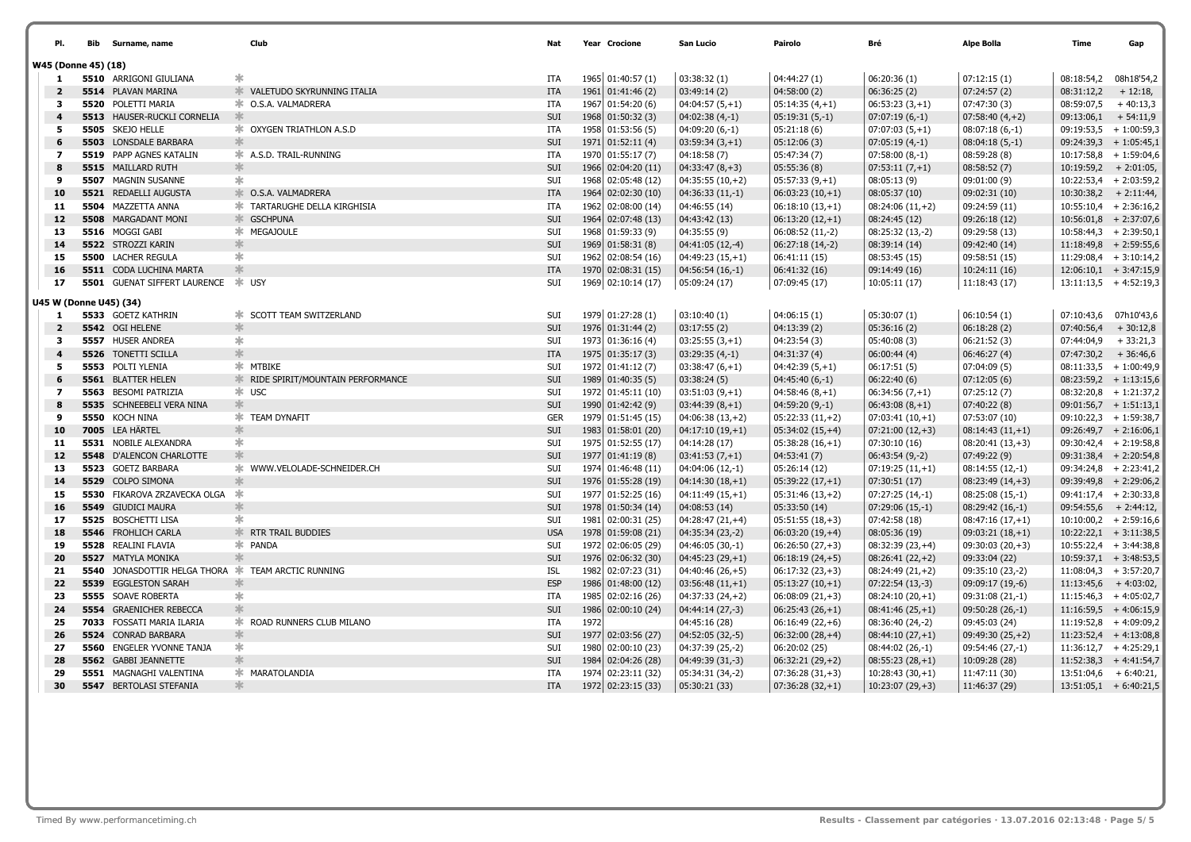| Pl. | Bib | Surname, name | Club | Nat | Year | Crocione | San Lucio | Pairolo | Bré | Alpe Bolla | Time | Gap |
|---|---|---|---|---|---|---|---|---|---|---|---|---|
| **W45 (Donne 45) (18)** | | | | | | | | | | | | |
| 1 | 5510 | ARRIGONI GIULIANA | | ITA | 1965 | 01:40:57 (1) | 03:38:32 (1) | 04:44:27 (1) | 06:20:36 (1) | 07:12:15 (1) | 08:18:54,2 | 08h18'54,2 |
| 2 | 5514 | PLAVAN MARINA | VALETUDO SKYRUNNING ITALIA | ITA | 1961 | 01:41:46 (2) | 03:49:14 (2) | 04:58:00 (2) | 06:36:25 (2) | 07:24:57 (2) | 08:31:12,2 | + 12:18, |
| 3 | 5520 | POLETTI MARIA | O.S.A. VALMADRERA | ITA | 1967 | 01:54:20 (6) | 04:04:57 (5,+1) | 05:14:35 (4,+1) | 06:53:23 (3,+1) | 07:47:30 (3) | 08:59:07,5 | + 40:13,3 |
| 4 | 5513 | HAUSER-RUCKLI CORNELIA | | SUI | 1968 | 01:50:32 (3) | 04:02:38 (4,-1) | 05:19:31 (5,-1) | 07:07:19 (6,-1) | 07:58:40 (4,+2) | 09:13:06,1 | + 54:11,9 |
| 5 | 5505 | SKEJO HELLE | OXYGEN TRIATHLON A.S.D | ITA | 1958 | 01:53:56 (5) | 04:09:20 (6,-1) | 05:21:18 (6) | 07:07:03 (5,+1) | 08:07:18 (6,-1) | 09:19:53,5 | + 1:00:59,3 |
| 6 | 5503 | LONSDALE BARBARA | | SUI | 1971 | 01:52:11 (4) | 03:59:34 (3,+1) | 05:12:06 (3) | 07:05:19 (4,-1) | 08:04:18 (5,-1) | 09:24:39,3 | + 1:05:45,1 |
| 7 | 5519 | PAPP AGNES KATALIN | A.S.D. TRAIL-RUNNING | ITA | 1970 | 01:55:17 (7) | 04:18:58 (7) | 05:47:34 (7) | 07:58:00 (8,-1) | 08:59:28 (8) | 10:17:58,8 | + 1:59:04,6 |
| 8 | 5515 | MAILLARD RUTH | | SUI | 1966 | 02:04:20 (11) | 04:33:47 (8,+3) | 05:55:36 (8) | 07:53:11 (7,+1) | 08:58:52 (7) | 10:19:59,2 | + 2:01:05, |
| 9 | 5507 | MAGNIN SUSANNE | | SUI | 1968 | 02:05:48 (12) | 04:35:55 (10,+2) | 05:57:33 (9,+1) | 08:05:13 (9) | 09:01:00 (9) | 10:22:53,4 | + 2:03:59,2 |
| 10 | 5521 | REDAELLI AUGUSTA | O.S.A. VALMADRERA | ITA | 1964 | 02:02:30 (10) | 04:36:33 (11,-1) | 06:03:23 (10,+1) | 08:05:37 (10) | 09:02:31 (10) | 10:30:38,2 | + 2:11:44, |
| 11 | 5504 | MAZZETTA ANNA | TARTARUGHE DELLA KIRGHISIA | ITA | 1962 | 02:08:00 (14) | 04:46:55 (14) | 06:18:10 (13,+1) | 08:24:06 (11,+2) | 09:24:59 (11) | 10:55:10,4 | + 2:36:16,2 |
| 12 | 5508 | MARGADANT MONI | GSCHPUNA | SUI | 1964 | 02:07:48 (13) | 04:43:42 (13) | 06:13:20 (12,+1) | 08:24:45 (12) | 09:26:18 (12) | 10:56:01,8 | + 2:37:07,6 |
| 13 | 5516 | MOGGI GABI | MEGAJOULE | SUI | 1968 | 01:59:33 (9) | 04:35:55 (9) | 06:08:52 (11,-2) | 08:25:32 (13,-2) | 09:29:58 (13) | 10:58:44,3 | + 2:39:50,1 |
| 14 | 5522 | STROZZI KARIN | | SUI | 1969 | 01:58:31 (8) | 04:41:05 (12,-4) | 06:27:18 (14,-2) | 08:39:14 (14) | 09:42:40 (14) | 11:18:49,8 | + 2:59:55,6 |
| 15 | 5500 | LACHER REGULA | | SUI | 1962 | 02:08:54 (16) | 04:49:23 (15,+1) | 06:41:11 (15) | 08:53:45 (15) | 09:58:51 (15) | 11:29:08,4 | + 3:10:14,2 |
| 16 | 5511 | CODA LUCHINA MARTA | | ITA | 1970 | 02:08:31 (15) | 04:56:54 (16,-1) | 06:41:32 (16) | 09:14:49 (16) | 10:24:11 (16) | 12:06:10,1 | + 3:47:15,9 |
| 17 | 5501 | GUENAT SIFFERT LAURENCE | USY | SUI | 1969 | 02:10:14 (17) | 05:09:24 (17) | 07:09:45 (17) | 10:05:11 (17) | 11:18:43 (17) | 13:11:13,5 | + 4:52:19,3 |
| **U45 W (Donne U45) (34)** | | | | | | | | | | | | |
| 1 | 5533 | GOETZ KATHRIN | SCOTT TEAM SWITZERLAND | SUI | 1979 | 01:27:28 (1) | 03:10:40 (1) | 04:06:15 (1) | 05:30:07 (1) | 06:10:54 (1) | 07:10:43,6 | 07h10'43,6 |
| 2 | 5542 | OGI HELENE | | SUI | 1976 | 01:31:44 (2) | 03:17:55 (2) | 04:13:39 (2) | 05:36:16 (2) | 06:18:28 (2) | 07:40:56,4 | + 30:12,8 |
| 3 | 5557 | HUSER ANDREA | | SUI | 1973 | 01:36:16 (4) | 03:25:55 (3,+1) | 04:23:54 (3) | 05:40:08 (3) | 06:21:52 (3) | 07:44:04,9 | + 33:21,3 |
| 4 | 5526 | TONETTI SCILLA | | ITA | 1975 | 01:35:17 (3) | 03:29:35 (4,-1) | 04:31:37 (4) | 06:00:44 (4) | 06:46:27 (4) | 07:47:30,2 | + 36:46,6 |
| 5 | 5553 | POLTI YLENIA | MTBIKE | SUI | 1972 | 01:41:12 (7) | 03:38:47 (6,+1) | 04:42:39 (5,+1) | 06:17:51 (5) | 07:04:09 (5) | 08:11:33,5 | + 1:00:49,9 |
| 6 | 5561 | BLATTER HELEN | RIDE SPIRIT/MOUNTAIN PERFORMANCE | SUI | 1989 | 01:40:35 (5) | 03:38:24 (5) | 04:45:40 (6,-1) | 06:22:40 (6) | 07:12:05 (6) | 08:23:59,2 | + 1:13:15,6 |
| 7 | 5563 | BESOMI PATRIZIA | USC | SUI | 1972 | 01:45:11 (10) | 03:51:03 (9,+1) | 04:58:46 (8,+1) | 06:34:56 (7,+1) | 07:25:12 (7) | 08:32:20,8 | + 1:21:37,2 |
| 8 | 5535 | SCHNEEBELI VERA NINA | | SUI | 1990 | 01:42:42 (9) | 03:44:39 (8,+1) | 04:59:20 (9,-1) | 06:43:08 (8,+1) | 07:40:22 (8) | 09:01:56,7 | + 1:51:13,1 |
| 9 | 5550 | KOCH NINA | TEAM DYNAFIT | GER | 1979 | 01:51:45 (15) | 04:06:38 (13,+2) | 05:22:33 (11,+2) | 07:03:41 (10,+1) | 07:53:07 (10) | 09:10:22,3 | + 1:59:38,7 |
| 10 | 7005 | LEA HÄRTEL | | SUI | 1983 | 01:58:01 (20) | 04:17:10 (19,+1) | 05:34:02 (15,+4) | 07:21:00 (12,+3) | 08:14:43 (11,+1) | 09:26:49,7 | + 2:16:06,1 |
| 11 | 5531 | NOBILE ALEXANDRA | | SUI | 1975 | 01:52:55 (17) | 04:14:28 (17) | 05:38:28 (16,+1) | 07:30:10 (16) | 08:20:41 (13,+3) | 09:30:42,4 | + 2:19:58,8 |
| 12 | 5548 | D'ALENCON CHARLOTTE | | SUI | 1977 | 01:41:19 (8) | 03:41:53 (7,+1) | 04:53:41 (7) | 06:43:54 (9,-2) | 07:49:22 (9) | 09:31:38,4 | + 2:20:54,8 |
| 13 | 5523 | GOETZ BARBARA | WWW.VELOLADE-SCHNEIDER.CH | SUI | 1974 | 01:46:48 (11) | 04:04:06 (12,-1) | 05:26:14 (12) | 07:19:25 (11,+1) | 08:14:55 (12,-1) | 09:34:24,8 | + 2:23:41,2 |
| 14 | 5529 | COLPO SIMONA | | SUI | 1976 | 01:55:28 (19) | 04:14:30 (18,+1) | 05:39:22 (17,+1) | 07:30:51 (17) | 08:23:49 (14,+3) | 09:39:49,8 | + 2:29:06,2 |
| 15 | 5530 | FIKAROVA ZRZAVECKA OLGA | | SUI | 1977 | 01:52:25 (16) | 04:11:49 (15,+1) | 05:31:46 (13,+2) | 07:27:25 (14,-1) | 08:25:08 (15,-1) | 09:41:17,4 | + 2:30:33,8 |
| 16 | 5549 | GIUDICI MAURA | | SUI | 1978 | 01:50:34 (14) | 04:08:53 (14) | 05:33:50 (14) | 07:29:06 (15,-1) | 08:29:42 (16,-1) | 09:54:55,6 | + 2:44:12, |
| 17 | 5525 | BOSCHETTI LISA | | SUI | 1981 | 02:00:31 (25) | 04:28:47 (21,+4) | 05:51:55 (18,+3) | 07:42:58 (18) | 08:47:16 (17,+1) | 10:10:00,2 | + 2:59:16,6 |
| 18 | 5546 | FROHLICH CARLA | RTR TRAIL BUDDIES | USA | 1978 | 01:59:08 (21) | 04:35:34 (23,-2) | 06:03:20 (19,+4) | 08:05:36 (19) | 09:03:21 (18,+1) | 10:22:22,1 | + 3:11:38,5 |
| 19 | 5528 | REALINI FLAVIA | PANDA | SUI | 1972 | 02:06:05 (29) | 04:46:05 (30,-1) | 06:26:50 (27,+3) | 08:32:39 (23,+4) | 09:30:03 (20,+3) | 10:55:22,4 | + 3:44:38,8 |
| 20 | 5527 | MATYLA MONIKA | | SUI | 1976 | 02:06:32 (30) | 04:45:23 (29,+1) | 06:18:19 (24,+5) | 08:26:41 (22,+2) | 09:33:04 (22) | 10:59:37,1 | + 3:48:53,5 |
| 21 | 5540 | JONASDOTTIR HELGA THORA | TEAM ARCTIC RUNNING | ISL | 1982 | 02:07:23 (31) | 04:40:46 (26,+5) | 06:17:32 (23,+3) | 08:24:49 (21,+2) | 09:35:10 (23,-2) | 11:08:04,3 | + 3:57:20,7 |
| 22 | 5539 | EGGLESTON SARAH | | ESP | 1986 | 01:48:00 (12) | 03:56:48 (11,+1) | 05:13:27 (10,+1) | 07:22:54 (13,-3) | 09:09:17 (19,-6) | 11:13:45,6 | + 4:03:02, |
| 23 | 5555 | SOAVE ROBERTA | | ITA | 1985 | 02:02:16 (26) | 04:37:33 (24,+2) | 06:08:09 (21,+3) | 08:24:10 (20,+1) | 09:31:08 (21,-1) | 11:15:46,3 | + 4:05:02,7 |
| 24 | 5554 | GRAENICHER REBECCA | | SUI | 1986 | 02:00:10 (24) | 04:44:14 (27,-3) | 06:25:43 (26,+1) | 08:41:46 (25,+1) | 09:50:28 (26,-1) | 11:16:59,5 | + 4:06:15,9 |
| 25 | 7033 | FOSSATI MARIA ILARIA | ROAD RUNNERS CLUB MILANO | ITA | 1972 | | 04:45:16 (28) | 06:16:49 (22,+6) | 08:36:40 (24,-2) | 09:45:03 (24) | 11:19:52,8 | + 4:09:09,2 |
| 26 | 5524 | CONRAD BARBARA | | SUI | 1977 | 02:03:56 (27) | 04:52:05 (32,-5) | 06:32:00 (28,+4) | 08:44:10 (27,+1) | 09:49:30 (25,+2) | 11:23:52,4 | + 4:13:08,8 |
| 27 | 5560 | ENGELER YVONNE TANJA | | SUI | 1980 | 02:00:10 (23) | 04:37:39 (25,-2) | 06:20:02 (25) | 08:44:02 (26,-1) | 09:54:46 (27,-1) | 11:36:12,7 | + 4:25:29,1 |
| 28 | 5562 | GABBI JEANNETTE | | SUI | 1984 | 02:04:26 (28) | 04:49:39 (31,-3) | 06:32:21 (29,+2) | 08:55:23 (28,+1) | 10:09:28 (28) | 11:52:38,3 | + 4:41:54,7 |
| 29 | 5551 | MAGNAGHI VALENTINA | MARATOLANDIA | ITA | 1974 | 02:23:11 (32) | 05:34:31 (34,-2) | 07:36:28 (31,+3) | 10:28:43 (30,+1) | 11:47:11 (30) | 13:51:04,6 | + 6:40:21, |
| 30 | 5547 | BERTOLASI STEFANIA | | ITA | 1972 | 02:23:15 (33) | 05:30:21 (33) | 07:36:28 (32,+1) | 10:23:07 (29,+3) | 11:46:37 (29) | 13:51:05,1 | + 6:40:21,5 |

Timed By www.performancetiming.ch

Results · Classement par catégories · 13.07.2016 02:13:48